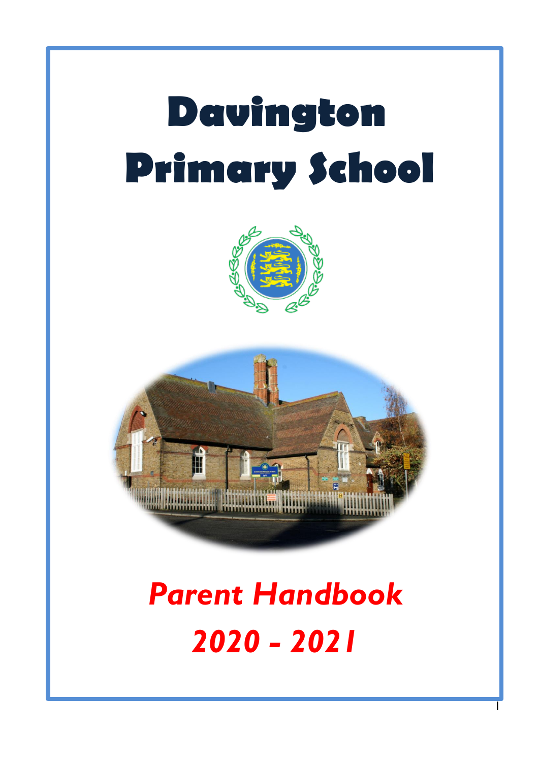# Davington Primary School

*Parent Handbook*

*2020 - 2021*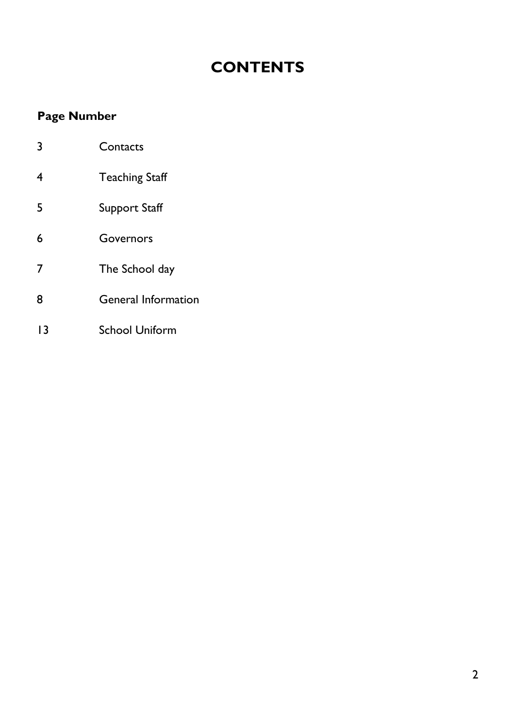# CONTENTS

| Page Number | |
|---|---|
| 3 | Contacts |
| 4 | Teaching Staff |
| 5 | Support Staff |
| 6 | Governors |
| 7 | The School day |
| 8 | General Information |
| 13 | School Uniform |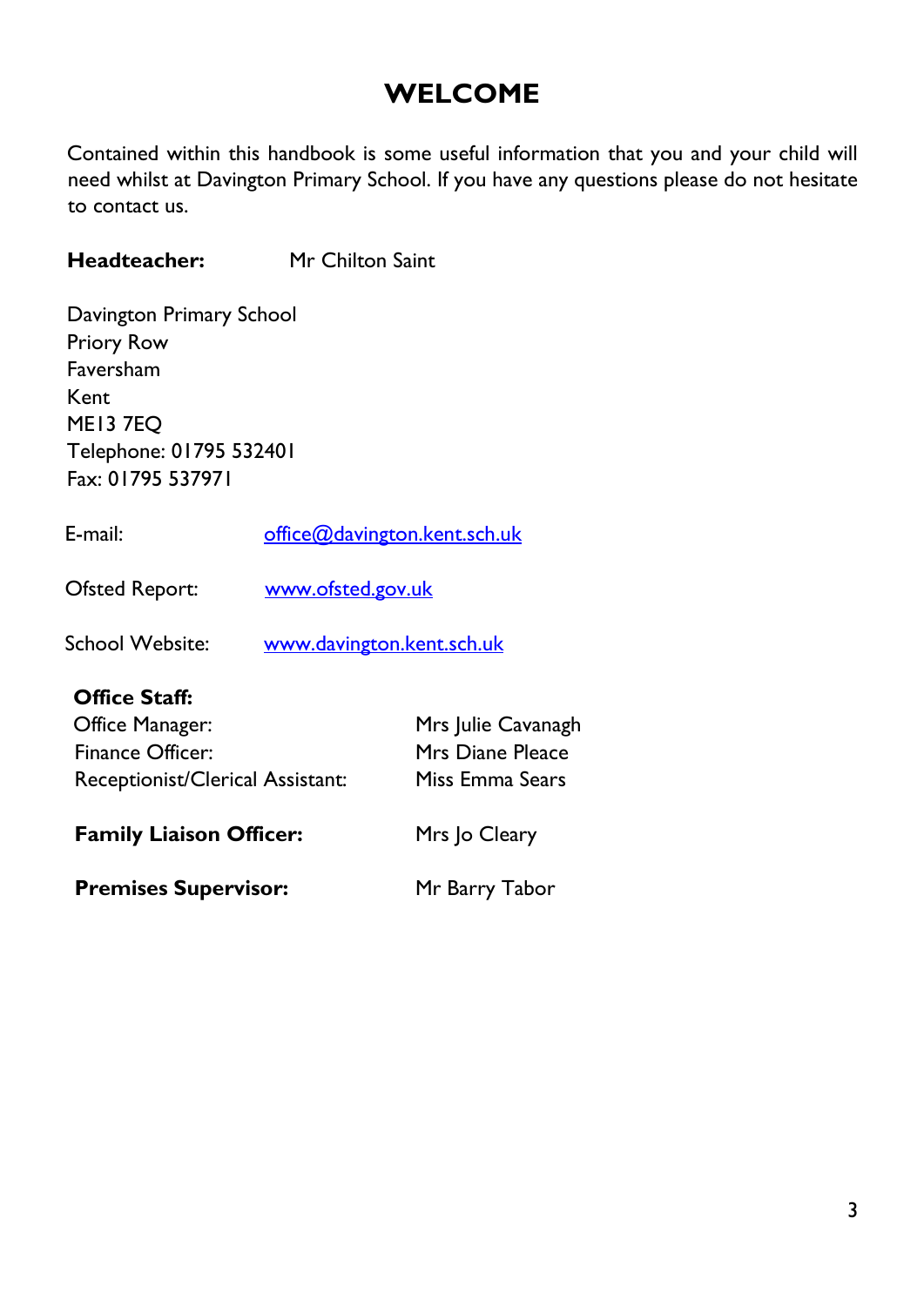# WELCOME

Contained within this handbook is some useful information that you and your child will need whilst at Davington Primary School. If you have any questions please do not hesitate to contact us.

**Headteacher:** Mr Chilton Saint

Davington Primary School
Priory Row
Faversham
Kent
ME13 7EQ
Telephone: 01795 532401
Fax: 01795 537971

E-mail: office@davington.kent.sch.uk

Ofsted Report: www.ofsted.gov.uk

School Website: www.davington.kent.sch.uk

**Office Staff:**
Office Manager: Mrs Julie Cavanagh
Finance Officer: Mrs Diane Pleace
Receptionist/Clerical Assistant: Miss Emma Sears

**Family Liaison Officer:** Mrs Jo Cleary

**Premises Supervisor:** Mr Barry Tabor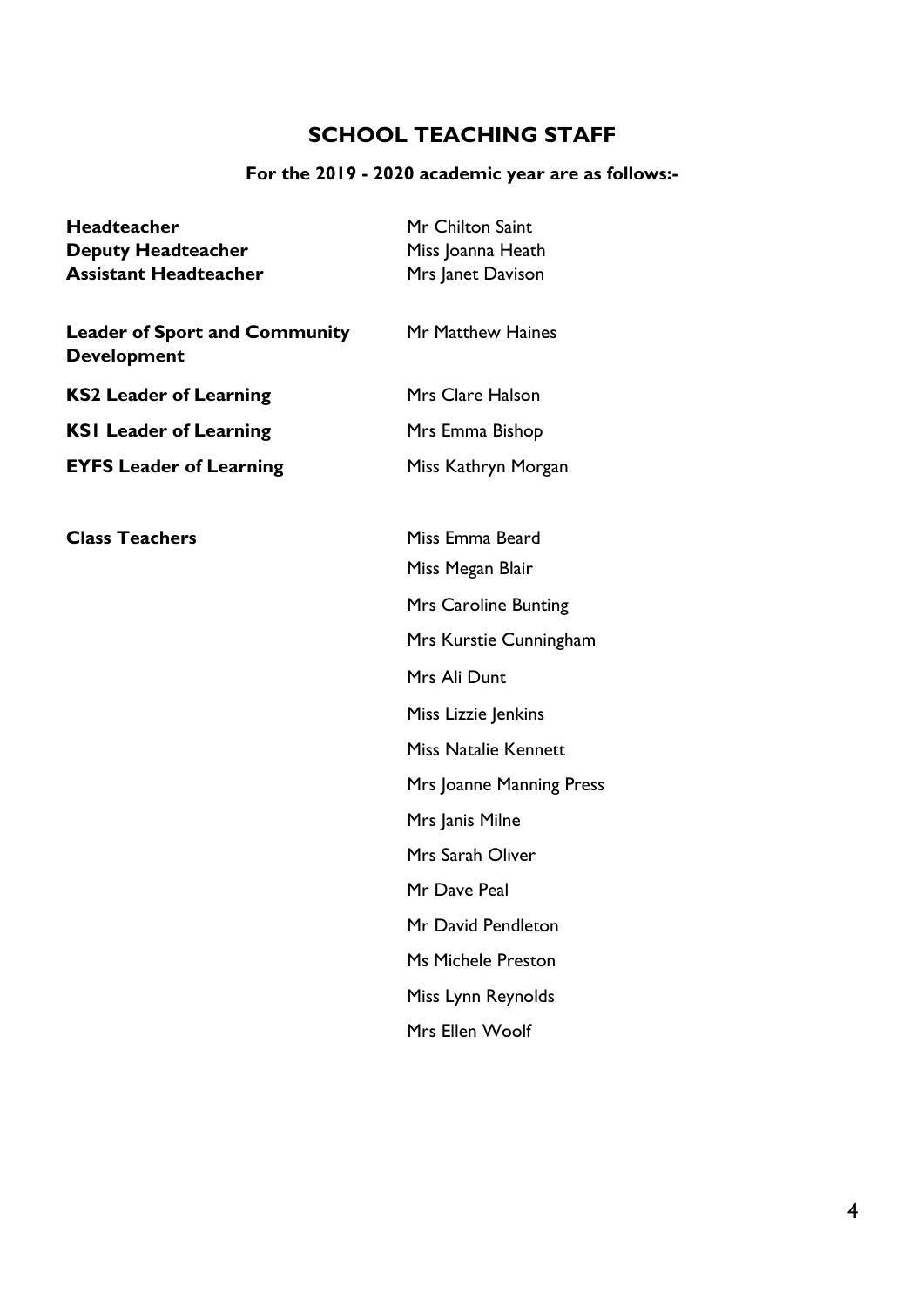## SCHOOL TEACHING STAFF

**For the 2019 - 2020 academic year are as follows:-**

| | |
|---|---|
| **Headteacher** | Mr Chilton Saint |
| **Deputy Headteacher** | Miss Joanna Heath |
| **Assistant Headteacher** | Mrs Janet Davison |
| **Leader of Sport and Community Development** | Mr Matthew Haines |
| **KS2 Leader of Learning** | Mrs Clare Halson |
| **KS1 Leader of Learning** | Mrs Emma Bishop |
| **EYFS Leader of Learning** | Miss Kathryn Morgan |
| **Class Teachers** | Miss Emma Beard |
| | Miss Megan Blair |
| | Mrs Caroline Bunting |
| | Mrs Kurstie Cunningham |
| | Mrs Ali Dunt |
| | Miss Lizzie Jenkins |
| | Miss Natalie Kennett |
| | Mrs Joanne Manning Press |
| | Mrs Janis Milne |
| | Mrs Sarah Oliver |
| | Mr Dave Peal |
| | Mr David Pendleton |
| | Ms Michele Preston |
| | Miss Lynn Reynolds |
| | Mrs Ellen Woolf |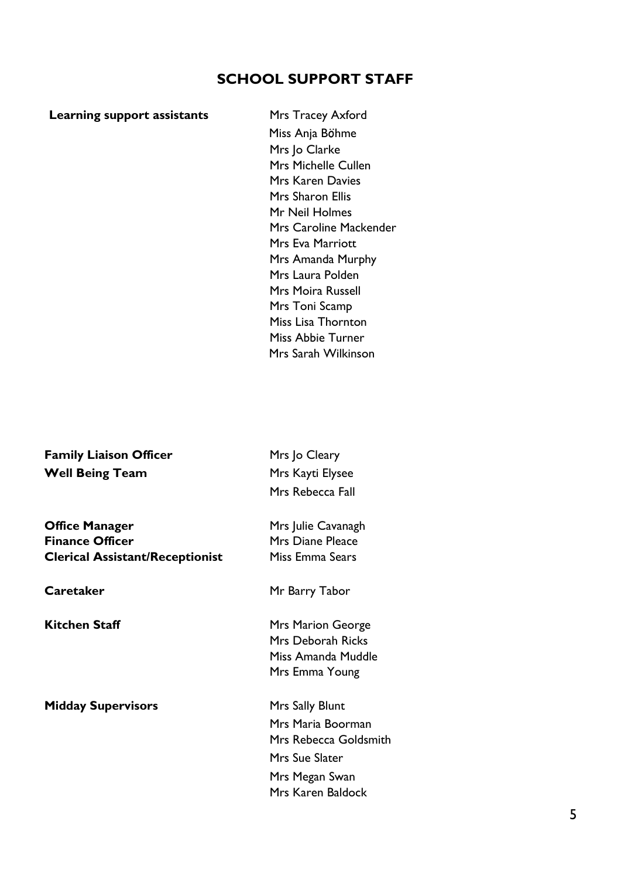# SCHOOL SUPPORT STAFF

| | |
|---|---|
| **Learning support assistants** | Mrs Tracey Axford<br>Miss Anja Böhme<br>Mrs Jo Clarke<br>Mrs Michelle Cullen<br>Mrs Karen Davies<br>Mrs Sharon Ellis<br>Mr Neil Holmes<br>Mrs Caroline Mackender<br>Mrs Eva Marriott<br>Mrs Amanda Murphy<br>Mrs Laura Polden<br>Mrs Moira Russell<br>Mrs Toni Scamp<br>Miss Lisa Thornton<br>Miss Abbie Turner<br>Mrs Sarah Wilkinson |
| **Family Liaison Officer** | Mrs Jo Cleary |
| **Well Being Team** | Mrs Kayti Elysee<br>Mrs Rebecca Fall |
| **Office Manager** | Mrs Julie Cavanagh |
| **Finance Officer** | Mrs Diane Pleace |
| **Clerical Assistant/Receptionist** | Miss Emma Sears |
| **Caretaker** | Mr Barry Tabor |
| **Kitchen Staff** | Mrs Marion George<br>Mrs Deborah Ricks<br>Miss Amanda Muddle<br>Mrs Emma Young |
| **Midday Supervisors** | Mrs Sally Blunt<br>Mrs Maria Boorman<br>Mrs Rebecca Goldsmith<br>Mrs Sue Slater<br>Mrs Megan Swan<br>Mrs Karen Baldock |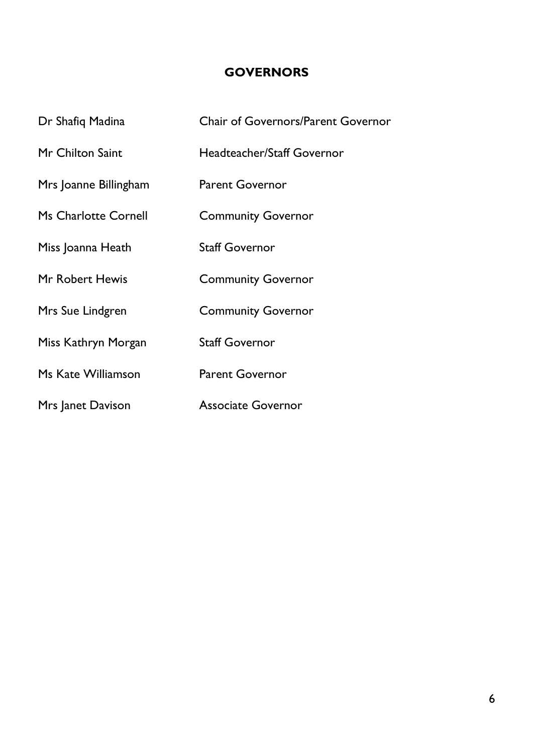# GOVERNORS

| | |
|---|---|
| Dr Shafiq Madina | Chair of Governors/Parent Governor |
| Mr Chilton Saint | Headteacher/Staff Governor |
| Mrs Joanne Billingham | Parent Governor |
| Ms Charlotte Cornell | Community Governor |
| Miss Joanna Heath | Staff Governor |
| Mr Robert Hewis | Community Governor |
| Mrs Sue Lindgren | Community Governor |
| Miss Kathryn Morgan | Staff Governor |
| Ms Kate Williamson | Parent Governor |
| Mrs Janet Davison | Associate Governor |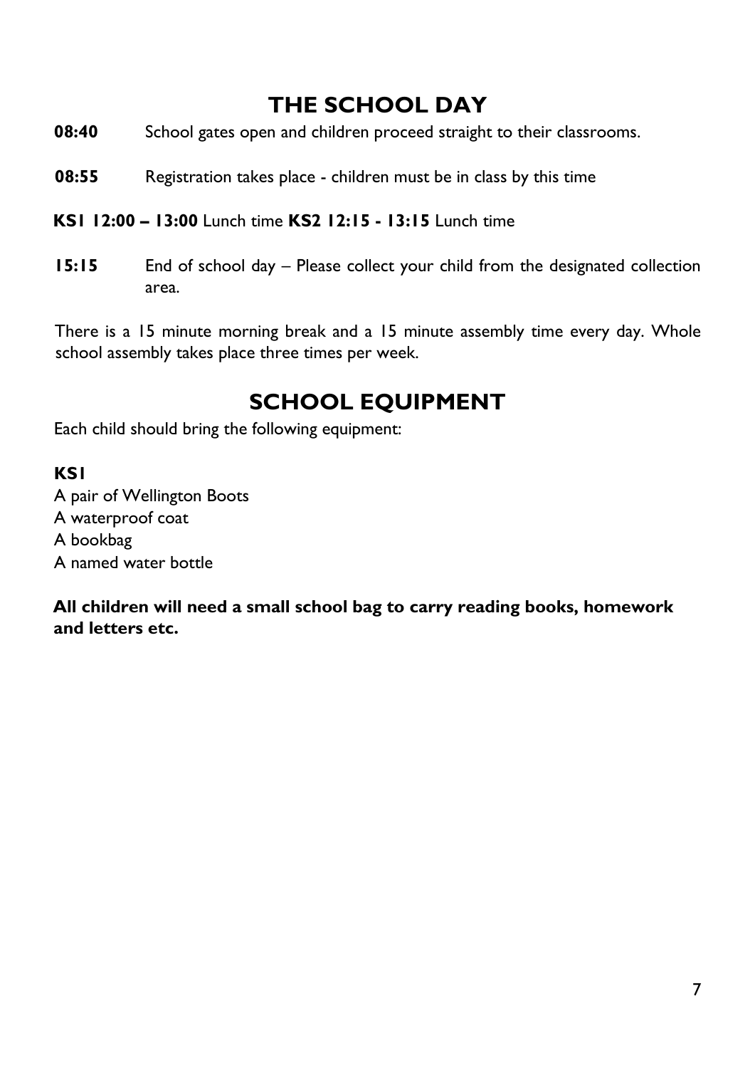## THE SCHOOL DAY

**08:40** School gates open and children proceed straight to their classrooms.

**08:55** Registration takes place - children must be in class by this time

**KS1 12:00 – 13:00** Lunch time **KS2 12:15 - 13:15** Lunch time

**15:15** End of school day – Please collect your child from the designated collection area.

There is a 15 minute morning break and a 15 minute assembly time every day. Whole school assembly takes place three times per week.

## SCHOOL EQUIPMENT

Each child should bring the following equipment:

**KS1**

A pair of Wellington Boots
A waterproof coat
A bookbag
A named water bottle

**All children will need a small school bag to carry reading books, homework and letters etc.**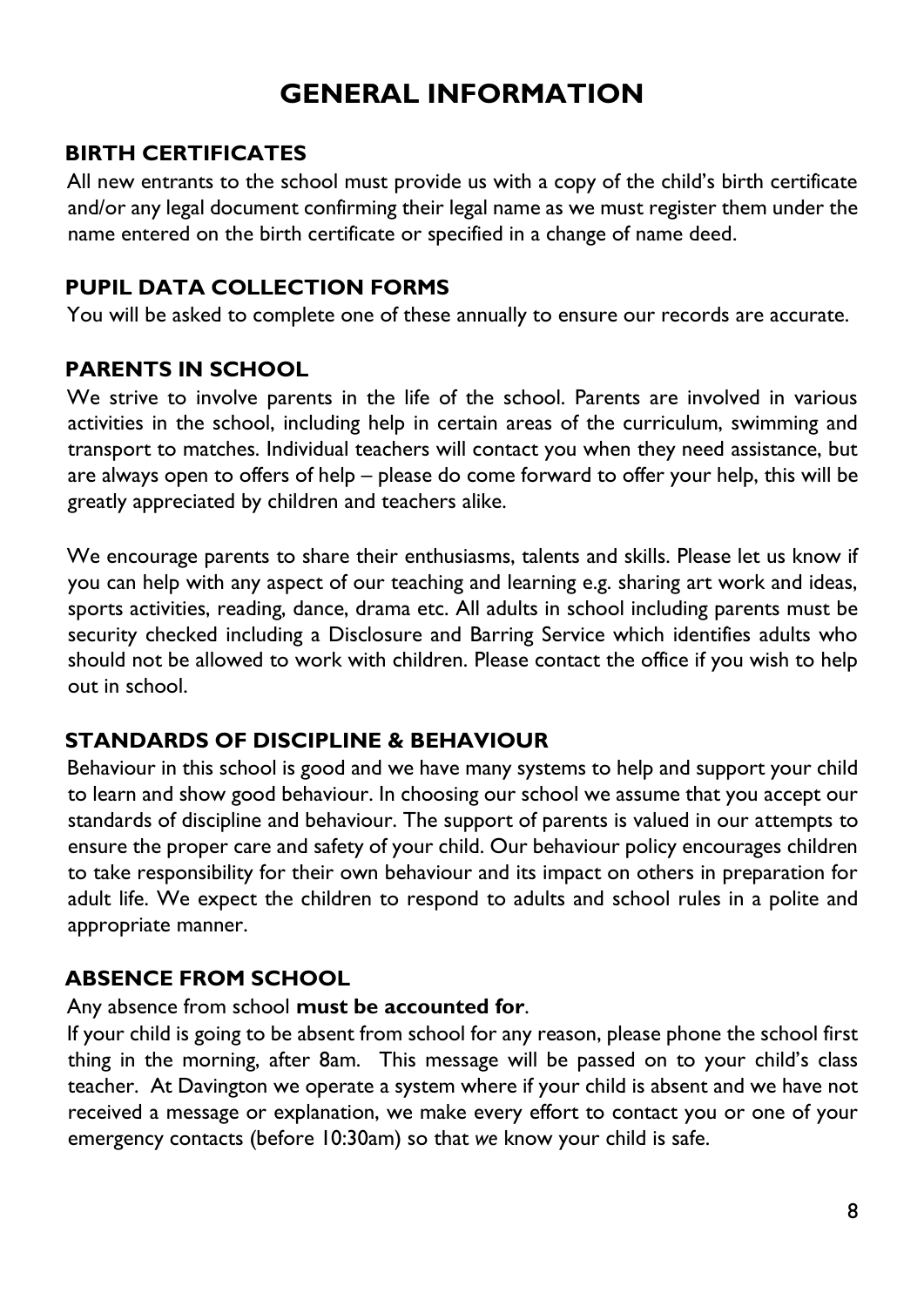# GENERAL INFORMATION

## BIRTH CERTIFICATES

All new entrants to the school must provide us with a copy of the child's birth certificate and/or any legal document confirming their legal name as we must register them under the name entered on the birth certificate or specified in a change of name deed.

## PUPIL DATA COLLECTION FORMS

You will be asked to complete one of these annually to ensure our records are accurate.

## PARENTS IN SCHOOL

We strive to involve parents in the life of the school. Parents are involved in various activities in the school, including help in certain areas of the curriculum, swimming and transport to matches. Individual teachers will contact you when they need assistance, but are always open to offers of help – please do come forward to offer your help, this will be greatly appreciated by children and teachers alike.

We encourage parents to share their enthusiasms, talents and skills. Please let us know if you can help with any aspect of our teaching and learning e.g. sharing art work and ideas, sports activities, reading, dance, drama etc. All adults in school including parents must be security checked including a Disclosure and Barring Service which identifies adults who should not be allowed to work with children. Please contact the office if you wish to help out in school.

## STANDARDS OF DISCIPLINE & BEHAVIOUR

Behaviour in this school is good and we have many systems to help and support your child to learn and show good behaviour. In choosing our school we assume that you accept our standards of discipline and behaviour. The support of parents is valued in our attempts to ensure the proper care and safety of your child. Our behaviour policy encourages children to take responsibility for their own behaviour and its impact on others in preparation for adult life. We expect the children to respond to adults and school rules in a polite and appropriate manner.

## ABSENCE FROM SCHOOL

Any absence from school **must be accounted for**.

If your child is going to be absent from school for any reason, please phone the school first thing in the morning, after 8am. This message will be passed on to your child's class teacher. At Davington we operate a system where if your child is absent and we have not received a message or explanation, we make every effort to contact you or one of your emergency contacts (before 10:30am) so that *we* know your child is safe.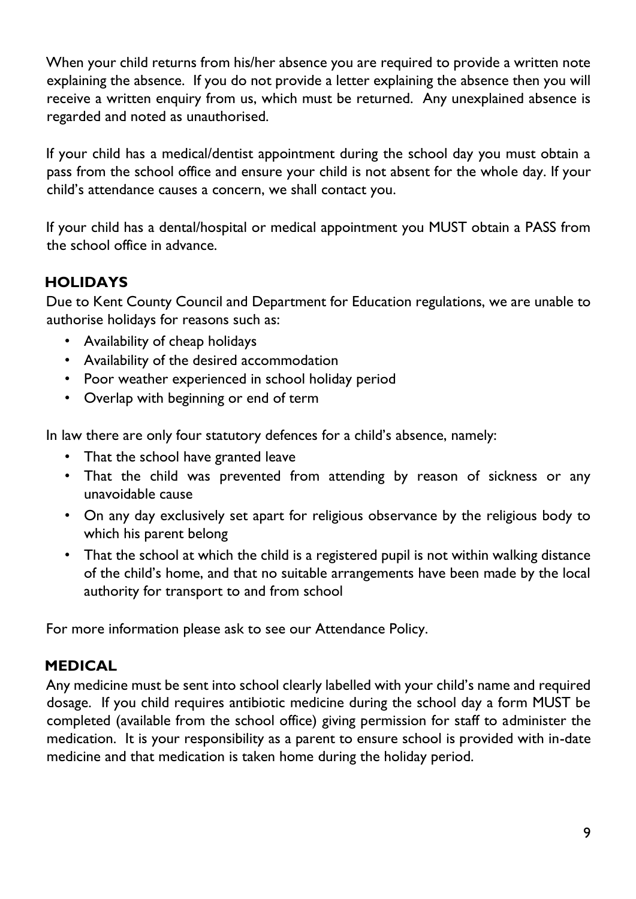When your child returns from his/her absence you are required to provide a written note explaining the absence. If you do not provide a letter explaining the absence then you will receive a written enquiry from us, which must be returned. Any unexplained absence is regarded and noted as unauthorised.

If your child has a medical/dentist appointment during the school day you must obtain a pass from the school office and ensure your child is not absent for the whole day. If your child's attendance causes a concern, we shall contact you.

If your child has a dental/hospital or medical appointment you MUST obtain a PASS from the school office in advance.

## HOLIDAYS

Due to Kent County Council and Department for Education regulations, we are unable to authorise holidays for reasons such as:

- Availability of cheap holidays
- Availability of the desired accommodation
- Poor weather experienced in school holiday period
- Overlap with beginning or end of term

In law there are only four statutory defences for a child's absence, namely:

- That the school have granted leave
- That the child was prevented from attending by reason of sickness or any unavoidable cause
- On any day exclusively set apart for religious observance by the religious body to which his parent belong
- That the school at which the child is a registered pupil is not within walking distance of the child's home, and that no suitable arrangements have been made by the local authority for transport to and from school

For more information please ask to see our Attendance Policy.

## MEDICAL

Any medicine must be sent into school clearly labelled with your child's name and required dosage. If you child requires antibiotic medicine during the school day a form MUST be completed (available from the school office) giving permission for staff to administer the medication. It is your responsibility as a parent to ensure school is provided with in-date medicine and that medication is taken home during the holiday period.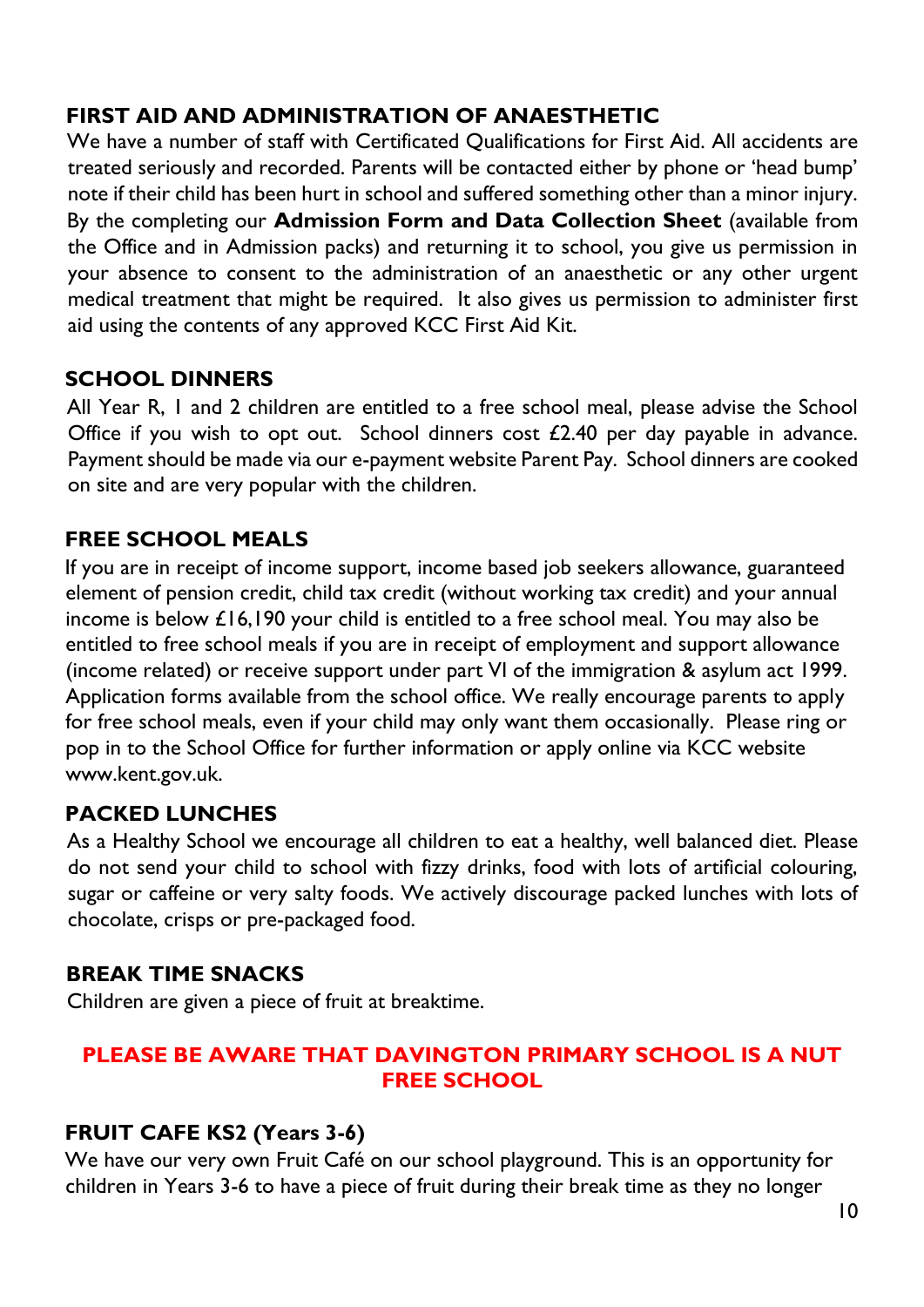## FIRST AID AND ADMINISTRATION OF ANAESTHETIC

We have a number of staff with Certificated Qualifications for First Aid. All accidents are treated seriously and recorded. Parents will be contacted either by phone or 'head bump' note if their child has been hurt in school and suffered something other than a minor injury. By the completing our **Admission Form and Data Collection Sheet** (available from the Office and in Admission packs) and returning it to school, you give us permission in your absence to consent to the administration of an anaesthetic or any other urgent medical treatment that might be required. It also gives us permission to administer first aid using the contents of any approved KCC First Aid Kit.

## SCHOOL DINNERS

All Year R, 1 and 2 children are entitled to a free school meal, please advise the School Office if you wish to opt out. School dinners cost £2.40 per day payable in advance. Payment should be made via our e-payment website Parent Pay. School dinners are cooked on site and are very popular with the children.

## FREE SCHOOL MEALS

If you are in receipt of income support, income based job seekers allowance, guaranteed element of pension credit, child tax credit (without working tax credit) and your annual income is below £16,190 your child is entitled to a free school meal. You may also be entitled to free school meals if you are in receipt of employment and support allowance (income related) or receive support under part VI of the immigration & asylum act 1999. Application forms available from the school office. We really encourage parents to apply for free school meals, even if your child may only want them occasionally. Please ring or pop in to the School Office for further information or apply online via KCC website www.kent.gov.uk.

## PACKED LUNCHES

As a Healthy School we encourage all children to eat a healthy, well balanced diet. Please do not send your child to school with fizzy drinks, food with lots of artificial colouring, sugar or caffeine or very salty foods. We actively discourage packed lunches with lots of chocolate, crisps or pre-packaged food.

## BREAK TIME SNACKS

Children are given a piece of fruit at breaktime.

**PLEASE BE AWARE THAT DAVINGTON PRIMARY SCHOOL IS A NUT FREE SCHOOL**

## FRUIT CAFE KS2 (Years 3-6)

We have our very own Fruit Café on our school playground. This is an opportunity for children in Years 3-6 to have a piece of fruit during their break time as they no longer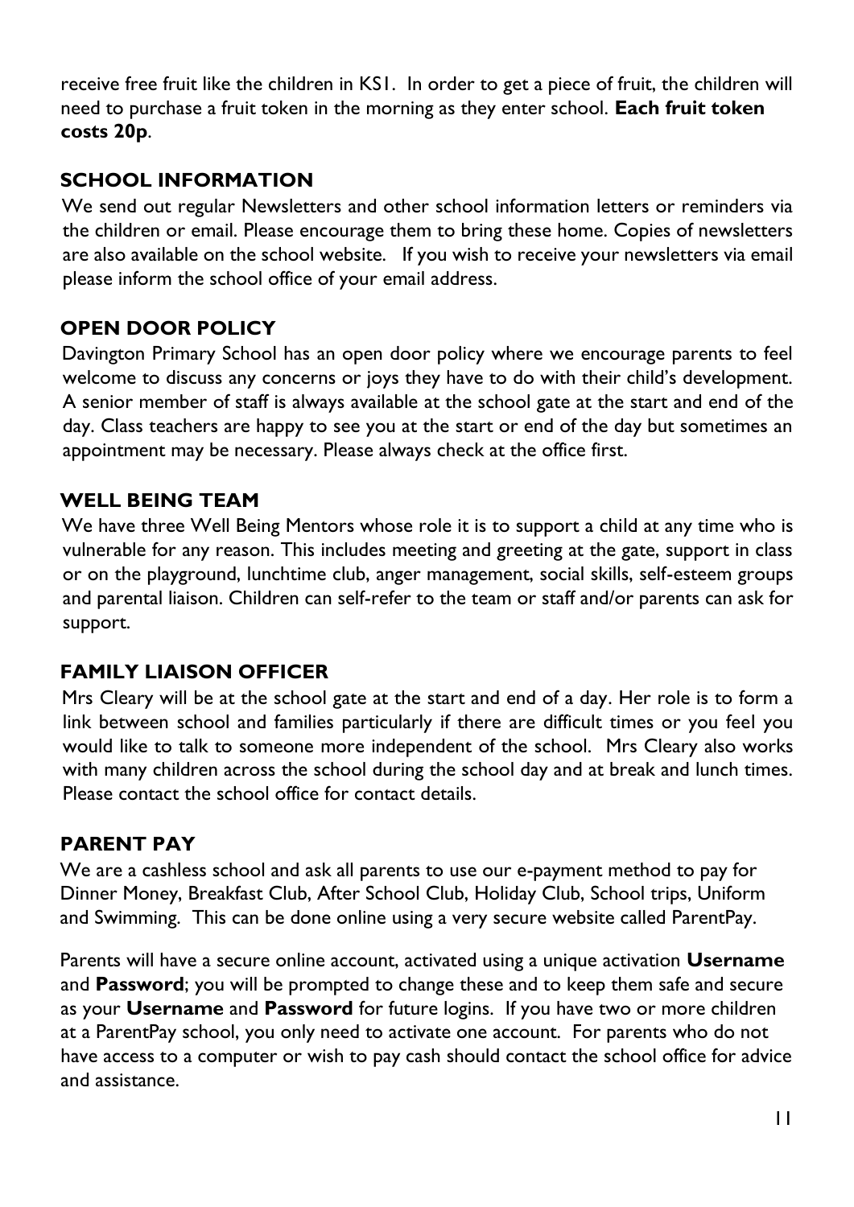receive free fruit like the children in KS1. In order to get a piece of fruit, the children will need to purchase a fruit token in the morning as they enter school. **Each fruit token costs 20p**.

## SCHOOL INFORMATION

We send out regular Newsletters and other school information letters or reminders via the children or email. Please encourage them to bring these home. Copies of newsletters are also available on the school website. If you wish to receive your newsletters via email please inform the school office of your email address.

## OPEN DOOR POLICY

Davington Primary School has an open door policy where we encourage parents to feel welcome to discuss any concerns or joys they have to do with their child's development. A senior member of staff is always available at the school gate at the start and end of the day. Class teachers are happy to see you at the start or end of the day but sometimes an appointment may be necessary. Please always check at the office first.

## WELL BEING TEAM

We have three Well Being Mentors whose role it is to support a child at any time who is vulnerable for any reason. This includes meeting and greeting at the gate, support in class or on the playground, lunchtime club, anger management, social skills, self-esteem groups and parental liaison. Children can self-refer to the team or staff and/or parents can ask for support.

## FAMILY LIAISON OFFICER

Mrs Cleary will be at the school gate at the start and end of a day. Her role is to form a link between school and families particularly if there are difficult times or you feel you would like to talk to someone more independent of the school. Mrs Cleary also works with many children across the school during the school day and at break and lunch times. Please contact the school office for contact details.

## PARENT PAY

We are a cashless school and ask all parents to use our e-payment method to pay for Dinner Money, Breakfast Club, After School Club, Holiday Club, School trips, Uniform and Swimming. This can be done online using a very secure website called ParentPay.

Parents will have a secure online account, activated using a unique activation **Username** and **Password**; you will be prompted to change these and to keep them safe and secure as your **Username** and **Password** for future logins. If you have two or more children at a ParentPay school, you only need to activate one account. For parents who do not have access to a computer or wish to pay cash should contact the school office for advice and assistance.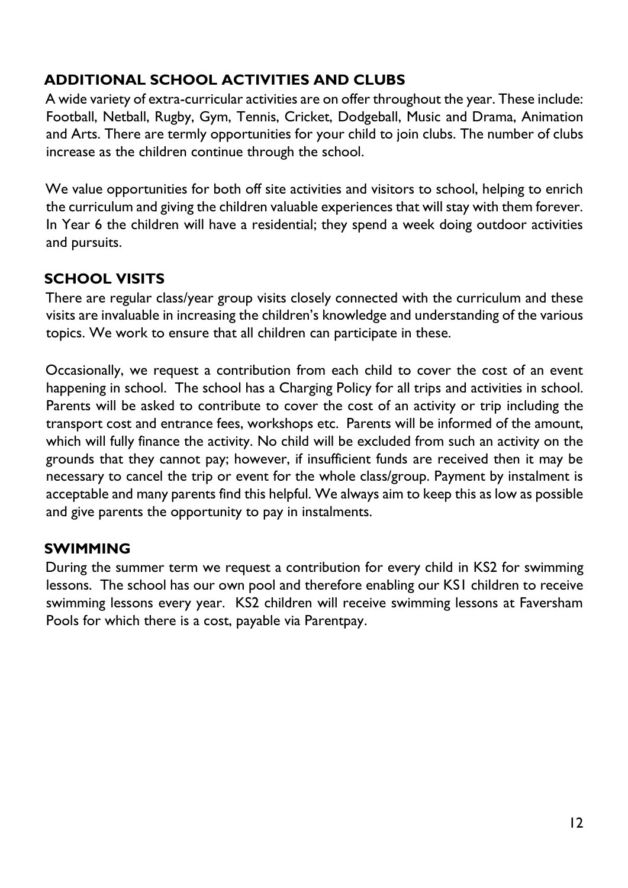## ADDITIONAL SCHOOL ACTIVITIES AND CLUBS

A wide variety of extra-curricular activities are on offer throughout the year. These include: Football, Netball, Rugby, Gym, Tennis, Cricket, Dodgeball, Music and Drama, Animation and Arts. There are termly opportunities for your child to join clubs. The number of clubs increase as the children continue through the school.

We value opportunities for both off site activities and visitors to school, helping to enrich the curriculum and giving the children valuable experiences that will stay with them forever. In Year 6 the children will have a residential; they spend a week doing outdoor activities and pursuits.

## SCHOOL VISITS

There are regular class/year group visits closely connected with the curriculum and these visits are invaluable in increasing the children's knowledge and understanding of the various topics. We work to ensure that all children can participate in these.

Occasionally, we request a contribution from each child to cover the cost of an event happening in school. The school has a Charging Policy for all trips and activities in school. Parents will be asked to contribute to cover the cost of an activity or trip including the transport cost and entrance fees, workshops etc. Parents will be informed of the amount, which will fully finance the activity. No child will be excluded from such an activity on the grounds that they cannot pay; however, if insufficient funds are received then it may be necessary to cancel the trip or event for the whole class/group. Payment by instalment is acceptable and many parents find this helpful. We always aim to keep this as low as possible and give parents the opportunity to pay in instalments.

## SWIMMING

During the summer term we request a contribution for every child in KS2 for swimming lessons. The school has our own pool and therefore enabling our KS1 children to receive swimming lessons every year. KS2 children will receive swimming lessons at Faversham Pools for which there is a cost, payable via Parentpay.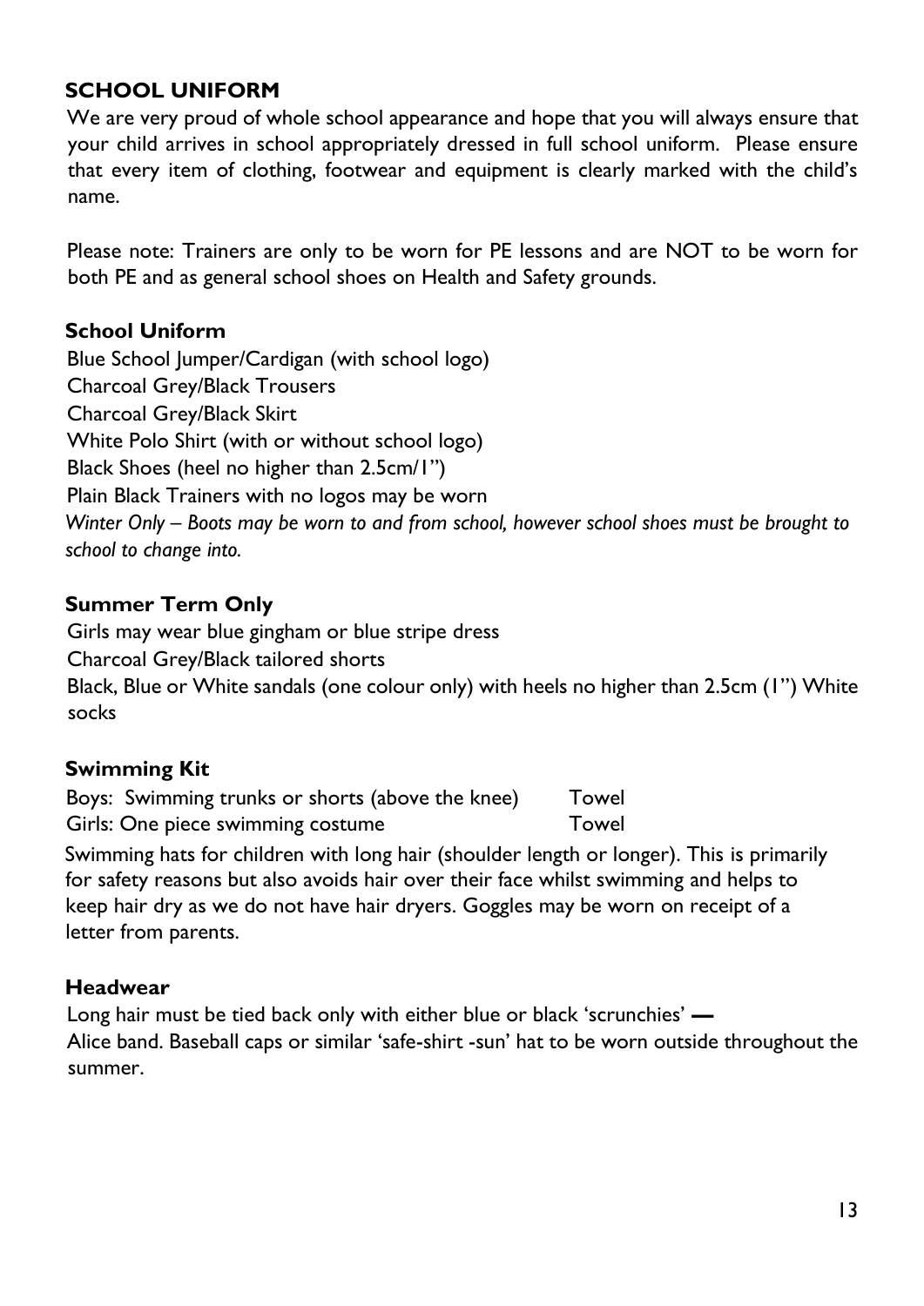## SCHOOL UNIFORM

We are very proud of whole school appearance and hope that you will always ensure that your child arrives in school appropriately dressed in full school uniform. Please ensure that every item of clothing, footwear and equipment is clearly marked with the child's name.

Please note: Trainers are only to be worn for PE lessons and are NOT to be worn for both PE and as general school shoes on Health and Safety grounds.

### School Uniform

Blue School Jumper/Cardigan (with school logo)
Charcoal Grey/Black Trousers
Charcoal Grey/Black Skirt
White Polo Shirt (with or without school logo)
Black Shoes (heel no higher than 2.5cm/1")
Plain Black Trainers with no logos may be worn
*Winter Only – Boots may be worn to and from school, however school shoes must be brought to school to change into.*

### Summer Term Only

Girls may wear blue gingham or blue stripe dress
Charcoal Grey/Black tailored shorts
Black, Blue or White sandals (one colour only) with heels no higher than 2.5cm (1") White socks

### Swimming Kit

| | |
|---|---|
| Boys: Swimming trunks or shorts (above the knee) | Towel |
| Girls: One piece swimming costume | Towel |

Swimming hats for children with long hair (shoulder length or longer). This is primarily for safety reasons but also avoids hair over their face whilst swimming and helps to keep hair dry as we do not have hair dryers. Goggles may be worn on receipt of a letter from parents.

### Headwear

Long hair must be tied back only with either blue or black 'scrunchies' —
Alice band. Baseball caps or similar 'safe-shirt -sun' hat to be worn outside throughout the summer.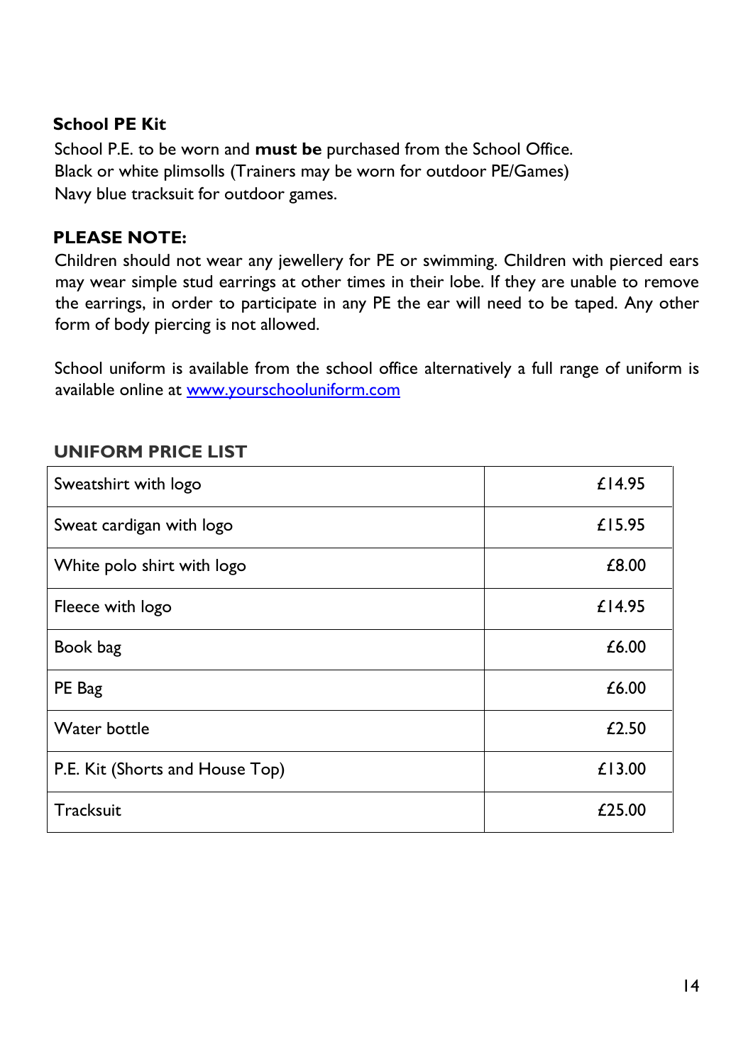## School PE Kit

School P.E. to be worn and **must be** purchased from the School Office.
Black or white plimsolls (Trainers may be worn for outdoor PE/Games)
Navy blue tracksuit for outdoor games.

## PLEASE NOTE:

Children should not wear any jewellery for PE or swimming. Children with pierced ears may wear simple stud earrings at other times in their lobe. If they are unable to remove the earrings, in order to participate in any PE the ear will need to be taped. Any other form of body piercing is not allowed.

School uniform is available from the school office alternatively a full range of uniform is available online at [www.yourschooluniform.com](http://www.yourschooluniform.com)

## UNIFORM PRICE LIST

| | |
|---|---:|
| Sweatshirt with logo | £14.95 |
| Sweat cardigan with logo | £15.95 |
| White polo shirt with logo | £8.00 |
| Fleece with logo | £14.95 |
| Book bag | £6.00 |
| PE Bag | £6.00 |
| Water bottle | £2.50 |
| P.E. Kit (Shorts and House Top) | £13.00 |
| Tracksuit | £25.00 |